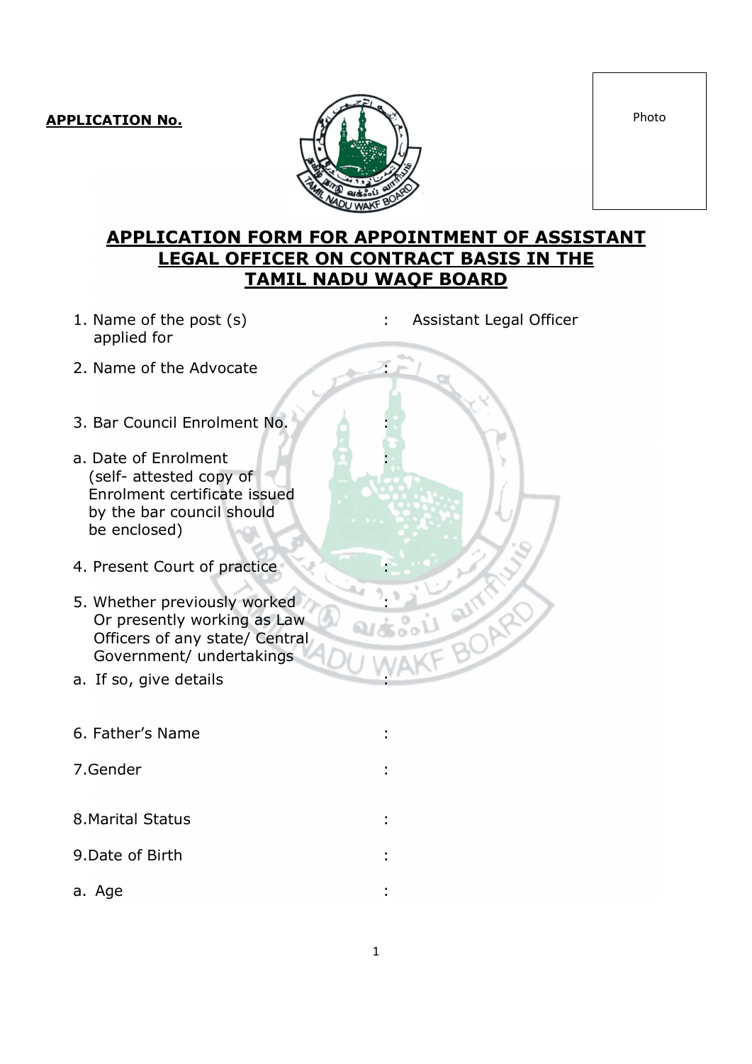**APPLICATION No.**

Photo

# APPLICATION FORM FOR APPOINTMENT OF ASSISTANT LEGAL OFFICER ON CONTRACT BASIS IN THE TAMIL NADU WAQF BOARD

1. Name of the post (s) applied for : Assistant Legal Officer

2. Name of the Advocate :

3. Bar Council Enrolment No. :

   a. Date of Enrolment (self- attested copy of Enrolment certificate issued by the bar council should be enclosed) :

4. Present Court of practice :

5. Whether previously worked Or presently working as Law Officers of any state/ Central Government/ undertakings :

   a. If so, give details :

6. Father's Name :

7. Gender :

8. Marital Status :

9. Date of Birth :

   a. Age :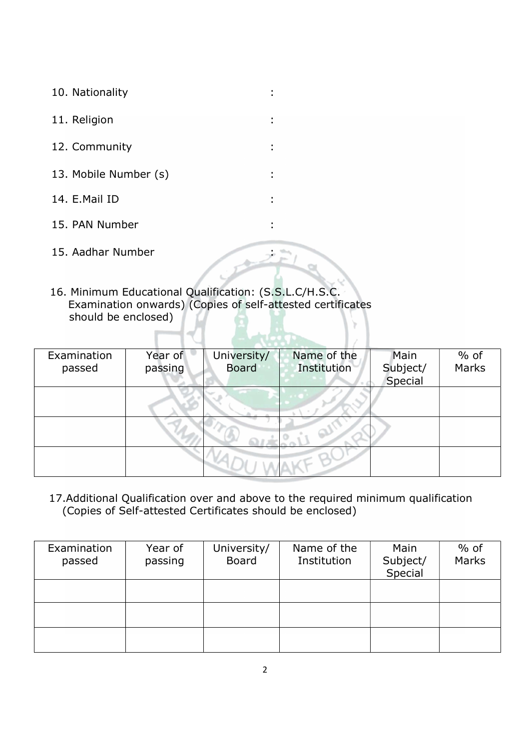10. Nationality :

11. Religion :

12. Community :

13. Mobile Number (s) :

14. E.Mail ID :

15. PAN Number :

15. Aadhar Number :

16. Minimum Educational Qualification: (S.S.L.C/H.S.C. Examination onwards) (Copies of self-attested certificates should be enclosed)

| Examination passed | Year of passing | University/ Board | Name of the Institution | Main Subject/ Special | % of Marks |
|---|---|---|---|---|---|
| | | | | | |
| | | | | | |
| | | | | | |

17. Additional Qualification over and above to the required minimum qualification (Copies of Self-attested Certificates should be enclosed)

| Examination passed | Year of passing | University/ Board | Name of the Institution | Main Subject/ Special | % of Marks |
|---|---|---|---|---|---|
| | | | | | |
| | | | | | |
| | | | | | |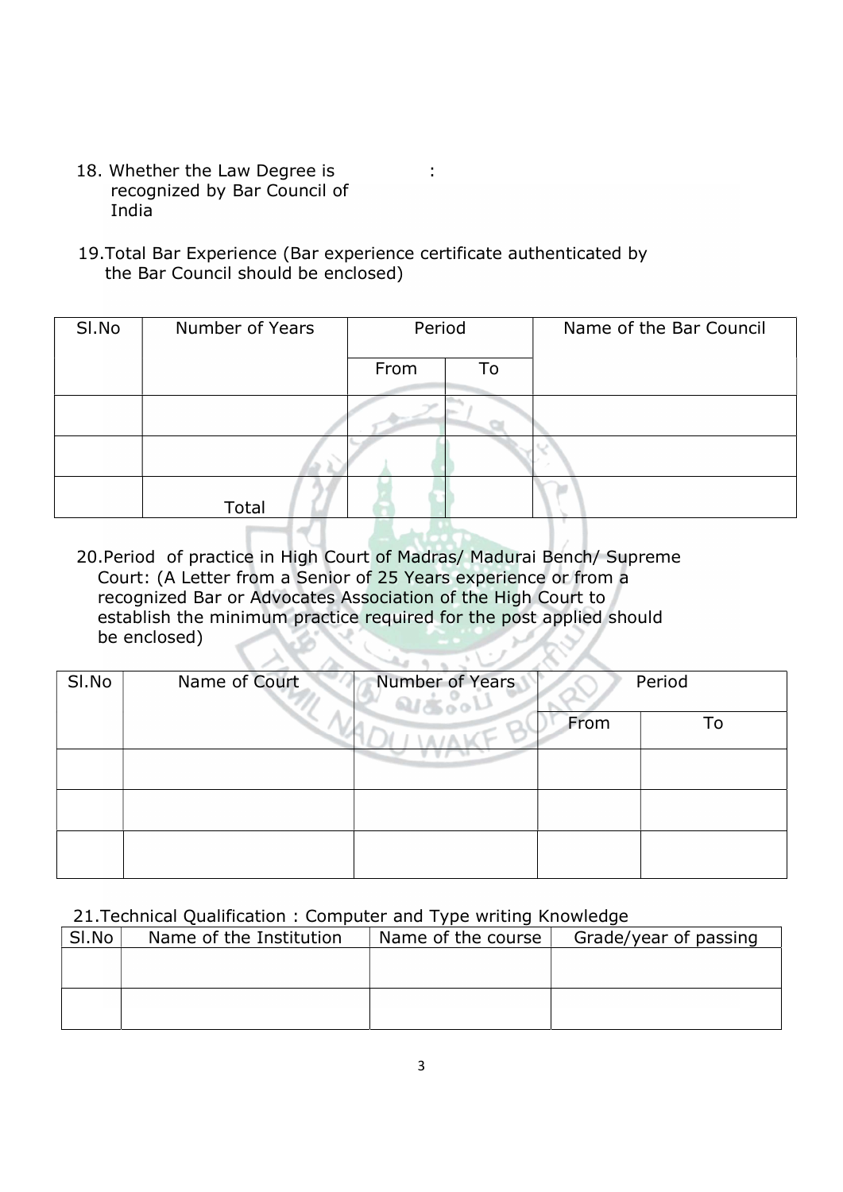18. Whether the Law Degree is recognized by Bar Council of India :

19. Total Bar Experience (Bar experience certificate authenticated by the Bar Council should be enclosed)

| Sl.No | Number of Years | Period | | Name of the Bar Council |
|---|---|---|---|---|
| | | From | To | |
| | | | | |
| | | | | |
| | Total | | | |

20. Period of practice in High Court of Madras/ Madurai Bench/ Supreme Court: (A Letter from a Senior of 25 Years experience or from a recognized Bar or Advocates Association of the High Court to establish the minimum practice required for the post applied should be enclosed)

| Sl.No | Name of Court | Number of Years | Period | |
|---|---|---|---|---|
| | | | From | To |
| | | | | |
| | | | | |
| | | | | |

21. Technical Qualification : Computer and Type writing Knowledge

| Sl.No | Name of the Institution | Name of the course | Grade/year of passing |
|---|---|---|---|
| | | | |
| | | | |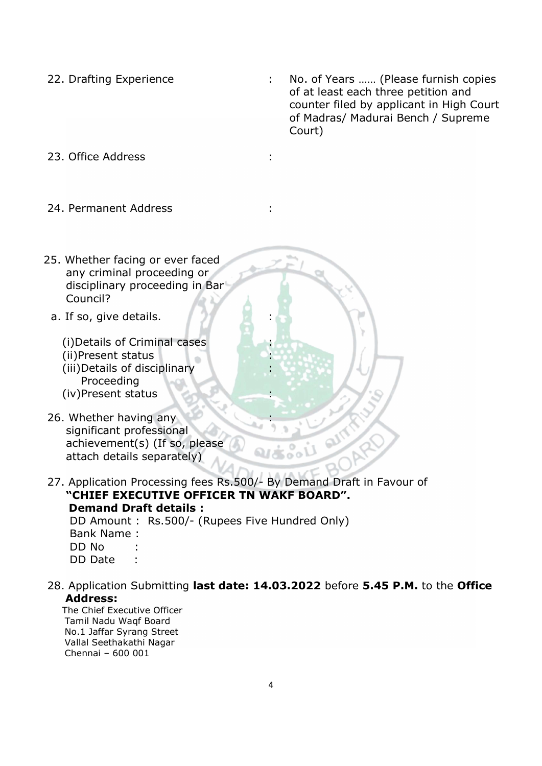22. Drafting Experience : No. of Years …… (Please furnish copies of at least each three petition and counter filed by applicant in High Court of Madras/ Madurai Bench / Supreme Court)

23. Office Address :

24. Permanent Address :

25. Whether facing or ever faced any criminal proceeding or disciplinary proceeding in Bar Council?

a. If so, give details. :

(i)Details of Criminal cases :
(ii)Present status :
(iii)Details of disciplinary Proceeding :
(iv)Present status :

26. Whether having any significant professional achievement(s) (If so, please attach details separately) :

27. Application Processing fees Rs.500/- By Demand Draft in Favour of **"CHIEF EXECUTIVE OFFICER TN WAKF BOARD".**

**Demand Draft details :**

DD Amount : Rs.500/- (Rupees Five Hundred Only)
Bank Name :
DD No :
DD Date :

28. Application Submitting **last date: 14.03.2022** before **5.45 P.M.** to the **Office Address:**

The Chief Executive Officer
Tamil Nadu Waqf Board
No.1 Jaffar Syrang Street
Vallal Seethakathi Nagar
Chennai – 600 001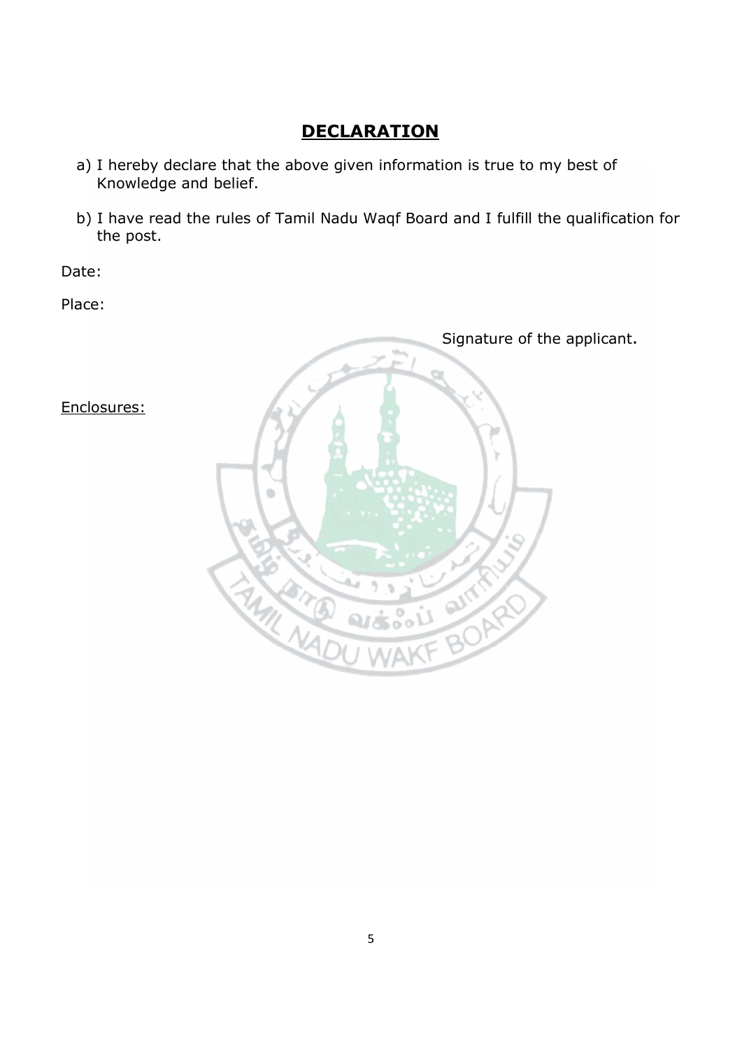## **DECLARATION**

a) I hereby declare that the above given information is true to my best of Knowledge and belief.

b) I have read the rules of Tamil Nadu Waqf Board and I fulfill the qualification for the post.

Date:

Place:

Signature of the applicant.

Enclosures: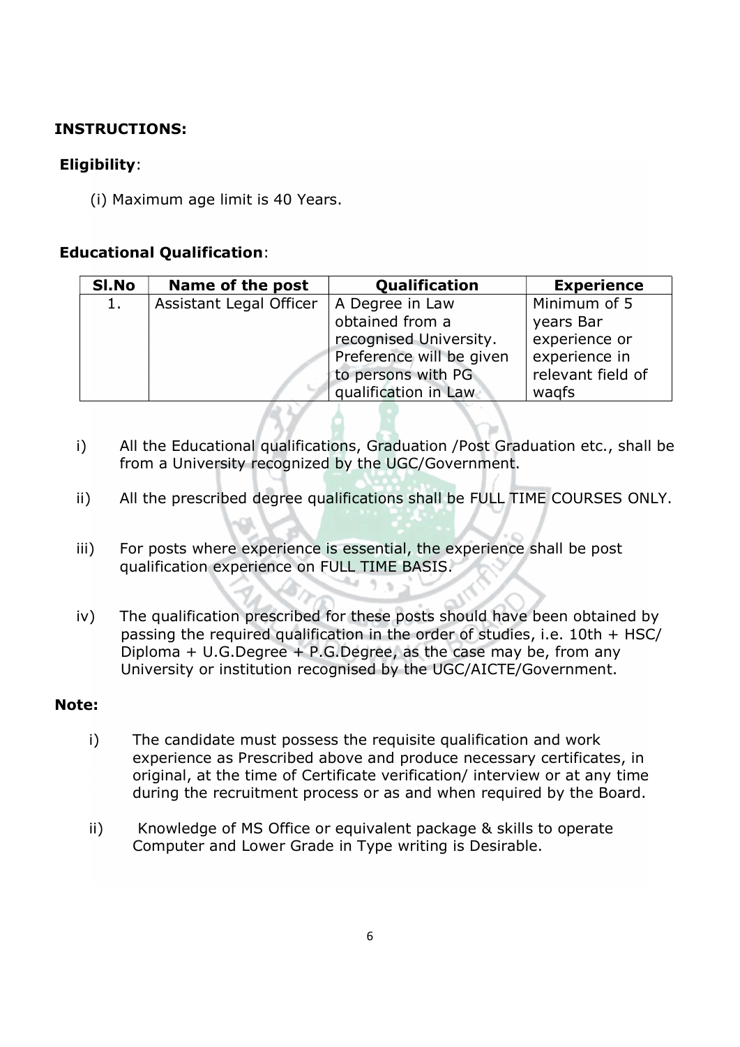**INSTRUCTIONS:**

**Eligibility**:

(i) Maximum age limit is 40 Years.

**Educational Qualification**:

| Sl.No | Name of the post | Qualification | Experience |
|---|---|---|---|
| 1. | Assistant Legal Officer | A Degree in Law obtained from a recognised University. Preference will be given to persons with PG qualification in Law | Minimum of 5 years Bar experience or experience in relevant field of waqfs |

i) All the Educational qualifications, Graduation /Post Graduation etc., shall be from a University recognized by the UGC/Government.

ii) All the prescribed degree qualifications shall be FULL TIME COURSES ONLY.

iii) For posts where experience is essential, the experience shall be post qualification experience on FULL TIME BASIS.

iv) The qualification prescribed for these posts should have been obtained by passing the required qualification in the order of studies, i.e. 10th + HSC/ Diploma + U.G.Degree + P.G.Degree, as the case may be, from any University or institution recognised by the UGC/AICTE/Government.

**Note:**

i) The candidate must possess the requisite qualification and work experience as Prescribed above and produce necessary certificates, in original, at the time of Certificate verification/ interview or at any time during the recruitment process or as and when required by the Board.

ii) Knowledge of MS Office or equivalent package & skills to operate Computer and Lower Grade in Type writing is Desirable.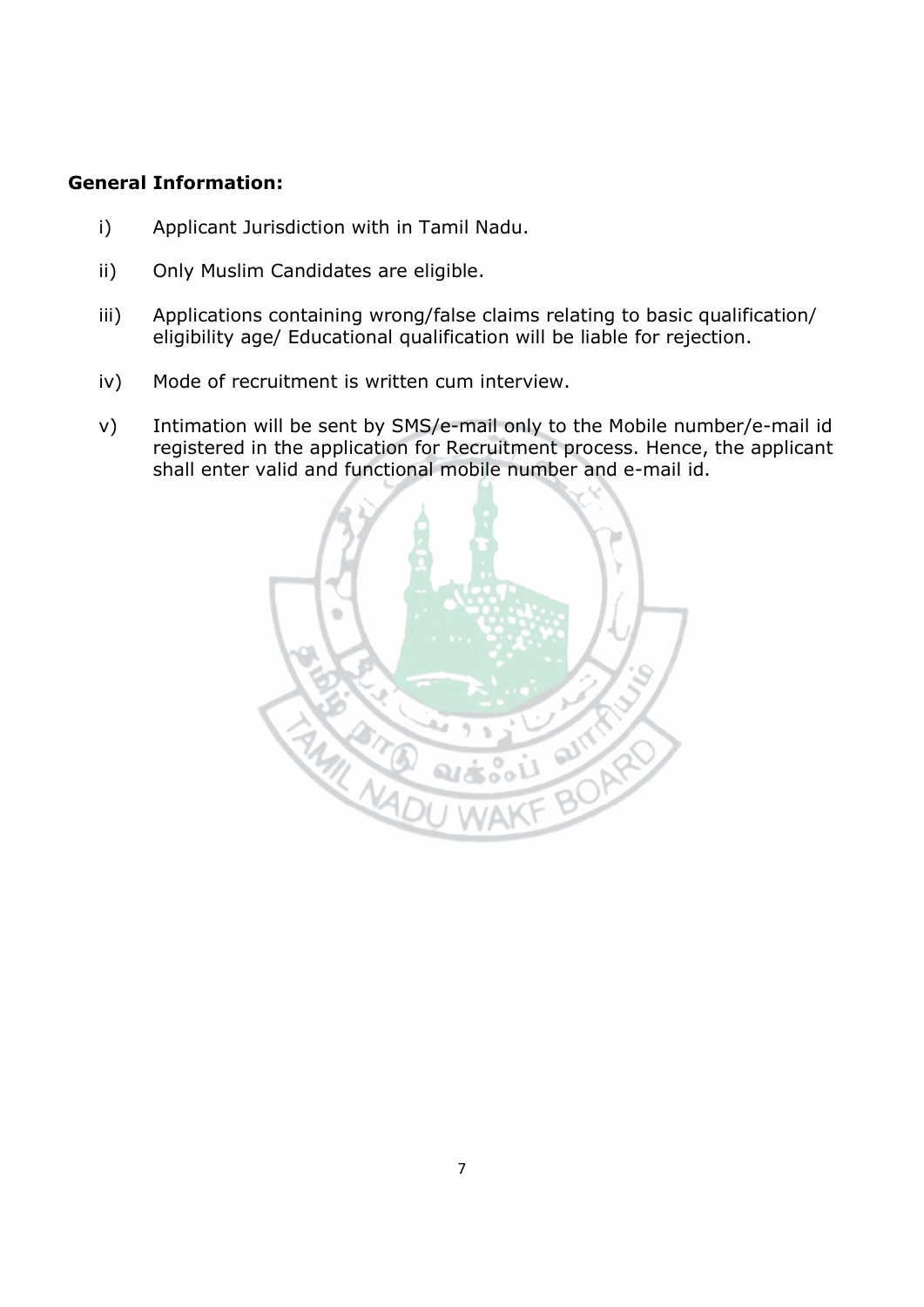**General Information:**

i) Applicant Jurisdiction with in Tamil Nadu.

ii) Only Muslim Candidates are eligible.

iii) Applications containing wrong/false claims relating to basic qualification/ eligibility age/ Educational qualification will be liable for rejection.

iv) Mode of recruitment is written cum interview.

v) Intimation will be sent by SMS/e-mail only to the Mobile number/e-mail id registered in the application for Recruitment process. Hence, the applicant shall enter valid and functional mobile number and e-mail id.